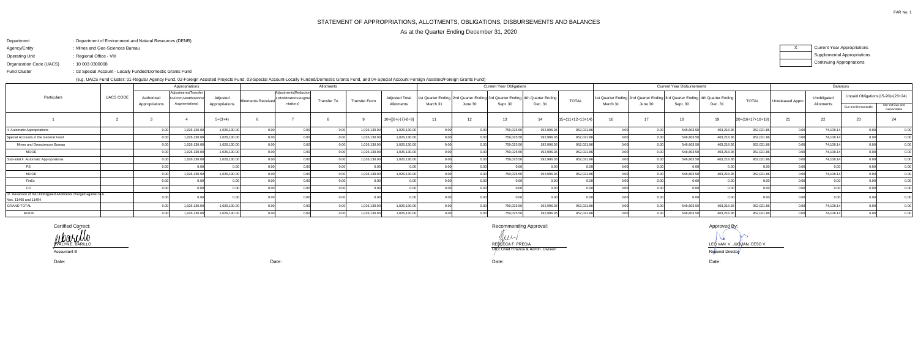FAR No. 1

# STATEMENT OF APPROPRIATIONS, ALLOTMENTS, OBLIGATIONS, DISBURSEMENTS AND BALANCES

As at the Quarter Ending December 31, 2020

Department : Department of Environment and Natural Resources (DENR)
Agency/Entity : Mines and Geo-Sciences Bureau
Operating Unit : Regional Office - VIII
Organization Code (UACS) : 10 003 0300008
Fund Cluster : 03 Special Account - Locally Funded/Domestic Grants Fund

(e.g. UACS Fund Cluster: 01-Regular Agency Fund, 02-Foreign Assisted Projects Fund, 03-Special Account-Locally Funded/Domestic Grants Fund, and 04-Special Account-Foreign Assisted/Foreign Grants Fund)

| X | Current Year Appropriations |
|---|---|
| | Supplemental Appropriations |
| | Continuing Appropriations |

| Particulars | UACS CODE | Appropriations | | | Allotments | | | | | Current Year Obligations | | | | | Current Year Disbursements | | | | | Balances | | | |
|---|---|---|---|---|---|---|---|---|---|---|---|---|---|---|---|---|---|---|---|---|---|---|---|
| | | Authorized Appropriations | Adjustments(Transfer To/From,Modifications/Augmentations) | Adjusted Appropriations | Allotments Received | Adjustments(Reductions,Modifications/Augmentations) | Transfer To | Transfer From | Adjusted Total Allotments | 1st Quarter Ending March 31 | 2nd Quarter Ending June 30 | 3rd Quarter Ending Sept. 30 | 4th Quarter Ending Dec. 31 | TOTAL | 1st Quarter Ending March 31 | 2nd Quarter Ending June 30 | 3rd Quarter Ending Sept. 30 | 4th Quarter Ending Dec. 31 | TOTAL | Unreleased Appro | Unobligated Allotments | Unpaid Obligations(15-20)=(23+24) | |
| | | | | | | | | | | | | | | | | | | | | | | Due and Demandable | Not Yet Due and Demandable |
| 1 | 2 | 3 | 4 | 5=(3+4) | 6 | 7 | 8 | 9 | 10=[{6+(-)7}-8+9] | 11 | 12 | 13 | 14 | 15=(11+12+13+14) | 16 | 17 | 18 | 19 | 20=(16+17+18+19) | 21 | 22 | 23 | 24 |
| II. Automatic Appropriations | | 0.00 | 1,026,130.00 | 1,026,130.00 | 0.00 | 0.00 | 0.00 | 1,026,130.00 | 1,026,130.00 | 0.00 | 0.00 | 759,025.50 | 192,996.36 | 952,021.86 | 0.00 | 0.00 | 548,803.50 | 403,218.36 | 952,021.86 | 0.00 | 74,108.14 | 0.00 | 0.00 |
| Special Accounts in the General Fund | | 0.00 | 1,026,130.00 | 1,026,130.00 | 0.00 | 0.00 | 0.00 | 1,026,130.00 | 1,026,130.00 | 0.00 | 0.00 | 759,025.50 | 192,996.36 | 952,021.86 | 0.00 | 0.00 | 548,803.50 | 403,218.36 | 952,021.86 | 0.00 | 74,108.14 | 0.00 | 0.00 |
| Mines and Geosciences Bureau | | 0.00 | 1,026,130.00 | 1,026,130.00 | 0.00 | 0.00 | 0.00 | 1,026,130.00 | 1,026,130.00 | 0.00 | 0.00 | 759,025.50 | 192,996.36 | 952,021.86 | 0.00 | 0.00 | 548,803.50 | 403,218.36 | 952,021.86 | 0.00 | 74,108.14 | 0.00 | 0.00 |
| MOOE | | 0.00 | 1,026,130.00 | 1,026,130.00 | 0.00 | 0.00 | 0.00 | 1,026,130.00 | 1,026,130.00 | 0.00 | 0.00 | 759,025.50 | 192,996.36 | 952,021.86 | 0.00 | 0.00 | 548,803.50 | 403,218.36 | 952,021.86 | 0.00 | 74,108.14 | 0.00 | 0.00 |
| Sub-total II. Automatic Appropriations | | 0.00 | 1,026,130.00 | 1,026,130.00 | 0.00 | 0.00 | 0.00 | 1,026,130.00 | 1,026,130.00 | 0.00 | 0.00 | 759,025.50 | 192,996.36 | 952,021.86 | 0.00 | 0.00 | 548,803.50 | 403,218.36 | 952,021.86 | 0.00 | 74,108.14 | 0.00 | 0.00 |
| PS | | 0.00 | 0.00 | 0.00 | 0.00 | 0.00 | 0.00 | 0.00 | 0.00 | 0.00 | 0.00 | 0.00 | 0.00 | 0.00 | 0.00 | 0.00 | 0.00 | 0.00 | 0.00 | 0.00 | 0.00 | 0.00 | 0.00 |
| MOOE | | 0.00 | 1,026,130.00 | 1,026,130.00 | 0.00 | 0.00 | 0.00 | 1,026,130.00 | 1,026,130.00 | 0.00 | 0.00 | 759,025.50 | 192,996.36 | 952,021.86 | 0.00 | 0.00 | 548,803.50 | 403,218.36 | 952,021.86 | 0.00 | 74,108.14 | 0.00 | 0.00 |
| FinEx | | 0.00 | 0.00 | 0.00 | 0.00 | 0.00 | 0.00 | 0.00 | 0.00 | 0.00 | 0.00 | 0.00 | 0.00 | 0.00 | 0.00 | 0.00 | 0.00 | 0.00 | 0.00 | 0.00 | 0.00 | 0.00 | 0.00 |
| CO | | 0.00 | 0.00 | 0.00 | 0.00 | 0.00 | 0.00 | 0.00 | 0.00 | 0.00 | 0.00 | 0.00 | 0.00 | 0.00 | 0.00 | 0.00 | 0.00 | 0.00 | 0.00 | 0.00 | 0.00 | 0.00 | 0.00 |
| IV. Reversion of the Unobligated Allotments charged against R.A. Nos. 11465 and 11494 | | 0.00 | 0.00 | 0.00 | 0.00 | 0.00 | 0.00 | 0.00 | 0.00 | 0.00 | 0.00 | 0.00 | 0.00 | 0.00 | 0.00 | 0.00 | 0.00 | 0.00 | 0.00 | 0.00 | 0.00 | 0.00 | 0.00 |
| GRAND TOTAL | | 0.00 | 1,026,130.00 | 1,026,130.00 | 0.00 | 0.00 | 0.00 | 1,026,130.00 | 1,026,130.00 | 0.00 | 0.00 | 759,025.50 | 192,996.36 | 952,021.86 | 0.00 | 0.00 | 548,803.50 | 403,218.36 | 952,021.86 | 0.00 | 74,108.14 | 0.00 | 0.00 |
| MOOE | | 0.00 | 1,026,130.00 | 1,026,130.00 | 0.00 | 0.00 | 0.00 | 1,026,130.00 | 1,026,130.00 | 0.00 | 0.00 | 759,025.50 | 192,996.36 | 952,021.86 | 0.00 | 0.00 | 548,803.50 | 403,218.36 | 952,021.86 | 0.00 | 74,108.14 | 0.00 | 0.00 |

Certified Correct:

EVALYN E. BARILLO
Accountant III

Date:

Date:

Recommending Approval:

REBECCA F. PRECIA
OIC, Chief Finance & Admin. Division

Date:

Approved By:

LEO VAN. V. JUGUAN, CESO V
Regional Director

Date: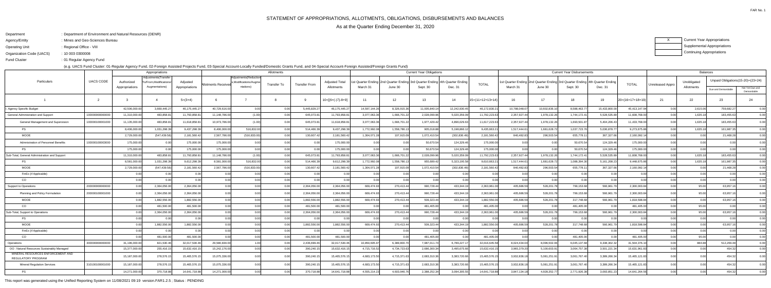# STATEMENT OF APPROPRIATIONS, ALLOTMENTS, OBLIGATIONS, DISBURSEMENTS AND BALANCES

As at the Quarter Ending December 31, 2020

FAR No. 1

Department : Department of Environment and Natural Resources (DENR)
Agency/Entity : Mines and Geo-Sciences Bureau
Operating Unit : Regional Office - VIII
Organization Code (UACS) : 10 003 0300008
Fund Cluster : 01 Regular Agency Fund

X Current Year Appropriations
Supplemental Appropriations
Continuing Appropriations

(e.g. UACS Fund Cluster: 01-Regular Agency Fund, 02-Foreign Assisted Projects Fund, 03-Special Account-Locally Funded/Domestic Grants Fund, and 04-Special Account-Foreign Assisted/Foreign Grants Fund)

| Particulars | UACS CODE | Appropriations | | | Allotments | | | | | Current Year Obligations | | | | | Current Year Disbursements | | | | | Balances | | | |
|---|---|---|---|---|---|---|---|---|---|---|---|---|---|---|---|---|---|---|---|---|---|---|---|
| | | Authorized Appropriations | Adjustments(Transfer To/From,Modifications/Augmentations) | Adjusted Appropriations | Allotments Received | Adjustments(Reductions, Modifications/Augmentations) | Transfer To | Transfer From | Adjusted Total Allotments | 1st Quarter Ending March 31 | 2nd Quarter Ending June 30 | 3rd Quarter Ending Sept. 30 | 4th Quarter Ending Dec. 31 | TOTAL | 1st Quarter Ending March 31 | 2nd Quarter Ending June 30 | 3rd Quarter Ending Sept. 30 | 4th Quarter Ending Dec. 31 | TOTAL | Unreleased Appro | Unobligated Allotments | Unpaid Obligations(15-20)=(23+24) Due and Demandable | Unpaid Obligations(15-20)=(23+24) Not Yet Due and Demandable |
| 1 | 2 | 3 | 4 | 5=(3+4) | 6 | 7 | 8 | 9 | 10=[{6+(-)7}-8+9] | 11 | 12 | 13 | 14 | 15=(11+12+13+14) | 16 | 17 | 18 | 19 | 20=(16+17+18+19) | 21 | 22 | 23 | 24 |
| I. Agency Specific Budget | | 42,506,000.00 | 3,669,445.27 | 46,175,445.27 | 40,729,616.00 | 0.00 | 0.00 | 5,445,829.27 | 46,175,445.27 | 14,597,144.26 | 8,326,915.36 | 11,005,840.14 | 12,242,930.45 | 46,172,830.21 | 10,788,048.07 | 10,602,836.10 | 8,588,463.77 | 15,433,800.00 | 45,413,147.94 | 0.00 | 2,615.06 | 759,682.27 | 0.00 |
| General Administration and Support | 100000000000000 | 11,310,000.00 | 483,858.81 | 11,793,858.81 | 11,148,786.00 | (1.00) | 0.00 | 645,073.81 | 11,793,858.81 | 3,077,063.36 | 1,666,701.22 | 2,028,099.96 | 5,020,359.09 | 11,792,223.63 | 2,357,927.44 | 1,978,132.26 | 1,744,172.41 | 5,528,535.89 | 11,608,768.00 | 0.00 | 1,635.18 | 183,455.63 | 0.00 |
| General Management and Supervision | 100000100001000 | 11,135,000.00 | 483,858.81 | 11,618,858.81 | 10,973,786.00 | (1.00) | 0.00 | 645,073.81 | 11,618,858.81 | 3,077,063.36 | 1,666,701.22 | 1,977,429.42 | 4,896,029.63 | 11,617,223.63 | 2,357,927.44 | 1,978,132.26 | 1,693,501.87 | 5,404,206.43 | 11,433,768.00 | 0.00 | 1,635.18 | 183,455.63 | 0.00 |
| PS | | 8,406,000.00 | 1,031,298.39 | 9,437,298.39 | 8,406,000.00 | 516,832.00 | 0.00 | 514,466.39 | 9,437,298.39 | 1,772,992.08 | 1,558,786.13 | 905,018.88 | 5,198,866.12 | 9,435,663.21 | 1,517,444.61 | 1,681,628.72 | 1,037,723.76 | 5,036,878.77 | 9,273,675.86 | 0.00 | 1,635.18 | 161,987.35 | 0.00 |
| MOOE | | 2,729,000.00 | (547,439.58) | 2,181,560.42 | 2,567,786.00 | (516,833.00) | 0.00 | 130,607.42 | 2,181,560.42 | 1,304,071.28 | 107,915.09 | 1,072,410.54 | (302,836.49) | 2,181,560.42 | 840,482.83 | 296,503.54 | 655,778.11 | 367,327.66 | 2,160,092.14 | 0.00 | 0.00 | 21,468.28 | 0.00 |
| Administration of Personnel Benefits | 100000100003000 | 175,000.00 | 0.00 | 175,000.00 | 175,000.00 | 0.00 | 0.00 | 0.00 | 175,000.00 | 0.00 | 0.00 | 50,670.54 | 124,329.46 | 175,000.00 | 0.00 | 0.00 | 50,670.54 | 124,329.46 | 175,000.00 | 0.00 | 0.00 | 0.00 | 0.00 |
| PS | | 175,000.00 | 0.00 | 175,000.00 | 175,000.00 | 0.00 | 0.00 | 0.00 | 175,000.00 | 0.00 | 0.00 | 50,670.54 | 124,329.46 | 175,000.00 | 0.00 | 0.00 | 50,670.54 | 124,329.46 | 175,000.00 | 0.00 | 0.00 | 0.00 | 0.00 |
| Sub-Total, General Administration and Support | | 11,310,000.00 | 483,858.81 | 11,793,858.81 | 11,148,786.00 | (1.00) | 0.00 | 645,073.81 | 11,793,858.81 | 3,077,063.36 | 1,666,701.22 | 2,028,099.96 | 5,020,359.09 | 11,792,223.63 | 2,357,927.44 | 1,978,132.26 | 1,744,172.41 | 5,528,535.89 | 11,608,768.00 | 0.00 | 1,635.18 | 183,455.63 | 0.00 |
| PS | | 8,581,000.00 | 1,031,298.39 | 9,612,298.39 | 8,581,000.00 | 516,832.00 | 0.00 | 514,466.39 | 9,612,298.39 | 1,772,992.08 | 1,558,786.13 | 955,689.42 | 5,323,195.58 | 9,610,663.21 | 1,517,444.61 | 1,681,628.72 | 1,088,394.30 | 5,161,208.23 | 9,448,675.86 | 0.00 | 1,635.18 | 161,987.35 | 0.00 |
| MOOE | | 2,729,000.00 | (547,439.58) | 2,181,560.42 | 2,567,786.00 | (516,833.00) | 0.00 | 130,607.42 | 2,181,560.42 | 1,304,071.28 | 107,915.09 | 1,072,410.54 | (302,836.49) | 2,181,560.42 | 840,482.83 | 296,503.54 | 655,778.11 | 367,327.66 | 2,160,092.14 | 0.00 | 0.00 | 21,468.28 | 0.00 |
| FinEx (if Applicable) | | 0.00 | 0.00 | 0.00 | 0.00 | 0.00 | 0.00 | 0.00 | 0.00 | 0.00 | 0.00 | 0.00 | 0.00 | 0.00 | 0.00 | 0.00 | 0.00 | 0.00 | 0.00 | 0.00 | 0.00 | 0.00 | 0.00 |
| CO | | 0.00 | 0.00 | 0.00 | 0.00 | 0.00 | 0.00 | 0.00 | 0.00 | 0.00 | 0.00 | 0.00 | 0.00 | 0.00 | 0.00 | 0.00 | 0.00 | 0.00 | 0.00 | 0.00 | 0.00 | 0.00 | 0.00 |
| Support to Operations | 200000000000000 | 0.00 | 2,364,056.00 | 2,364,056.00 | 0.00 | 0.00 | 0.00 | 2,364,056.00 | 2,364,056.00 | 669,474.93 | 270,413.44 | 990,728.44 | 433,344.19 | 2,363,961.00 | 405,686.59 | 528,201.78 | 799,153.68 | 566,961.79 | 2,300,003.84 | 0.00 | 95.00 | 63,957.16 | 0.00 |
| Planning and Policy Formulation | 200000100001000 | 0.00 | 2,364,056.00 | 2,364,056.00 | 0.00 | 0.00 | 0.00 | 2,364,056.00 | 2,364,056.00 | 669,474.93 | 270,413.44 | 990,728.44 | 433,344.19 | 2,363,961.00 | 405,686.59 | 528,201.78 | 799,153.68 | 566,961.79 | 2,300,003.84 | 0.00 | 95.00 | 63,957.16 | 0.00 |
| MOOE | | 0.00 | 1,882,556.00 | 1,882,556.00 | 0.00 | 0.00 | 0.00 | 1,882,556.00 | 1,882,556.00 | 669,474.93 | 270,413.44 | 509,323.44 | 433,344.19 | 1,882,556.00 | 405,686.59 | 528,201.78 | 317,748.68 | 566,961.79 | 1,818,598.84 | 0.00 | 0.00 | 63,957.16 | 0.00 |
| CO | | 0.00 | 481,500.00 | 481,500.00 | 0.00 | 0.00 | 0.00 | 481,500.00 | 481,500.00 | 0.00 | 0.00 | 481,405.00 | 0.00 | 481,405.00 | 0.00 | 0.00 | 481,405.00 | 0.00 | 481,405.00 | 0.00 | 95.00 | 0.00 | 0.00 |
| Sub-Total, Support to Operations | | 0.00 | 2,364,056.00 | 2,364,056.00 | 0.00 | 0.00 | 0.00 | 2,364,056.00 | 2,364,056.00 | 669,474.93 | 270,413.44 | 990,728.44 | 433,344.19 | 2,363,961.00 | 405,686.59 | 528,201.78 | 799,153.68 | 566,961.79 | 2,300,003.84 | 0.00 | 95.00 | 63,957.16 | 0.00 |
| PS | | 0.00 | 0.00 | 0.00 | 0.00 | 0.00 | 0.00 | 0.00 | 0.00 | 0.00 | 0.00 | 0.00 | 0.00 | 0.00 | 0.00 | 0.00 | 0.00 | 0.00 | 0.00 | 0.00 | 0.00 | 0.00 | 0.00 |
| MOOE | | 0.00 | 1,882,556.00 | 1,882,556.00 | 0.00 | 0.00 | 0.00 | 1,882,556.00 | 1,882,556.00 | 669,474.93 | 270,413.44 | 509,323.44 | 433,344.19 | 1,882,556.00 | 405,686.59 | 528,201.78 | 317,748.68 | 566,961.79 | 1,818,598.84 | 0.00 | 0.00 | 63,957.16 | 0.00 |
| FinEx (if Applicable) | | 0.00 | 0.00 | 0.00 | 0.00 | 0.00 | 0.00 | 0.00 | 0.00 | 0.00 | 0.00 | 0.00 | 0.00 | 0.00 | 0.00 | 0.00 | 0.00 | 0.00 | 0.00 | 0.00 | 0.00 | 0.00 | 0.00 |
| CO | | 0.00 | 481,500.00 | 481,500.00 | 0.00 | 0.00 | 0.00 | 481,500.00 | 481,500.00 | 0.00 | 0.00 | 481,405.00 | 0.00 | 481,405.00 | 0.00 | 0.00 | 481,405.00 | 0.00 | 481,405.00 | 0.00 | 95.00 | 0.00 | 0.00 |
| Operations | 300000000000000 | 31,196,000.00 | 821,530.46 | 32,017,530.46 | 29,580,830.00 | 1.00 | 0.00 | 2,436,699.46 | 32,017,530.46 | 10,850,605.97 | 6,389,800.70 | 7,987,011.74 | 6,789,227.17 | 32,016,645.58 | 8,024,434.04 | 8,096,502.06 | 6,045,137.68 | 9,338,302.32 | 31,504,376.10 | 0.00 | 884.88 | 512,269.48 | 0.00 |
| OO : Natural Resources Sustainably Managed | | 15,377,000.00 | 255,416.15 | 15,632,416.15 | 15,242,176.00 | 0.00 | 0.00 | 390,240.15 | 15,632,416.15 | 4,715,716.52 | 4,734,723.63 | 2,686,300.34 | 3,495,675.66 | 15,632,416.15 | 3,965,379.20 | 5,100,603.91 | 3,064,757.38 | 3,501,221.34 | 15,631,961.83 | 0.00 | 0.00 | 454.32 | 0.00 |
| MINERAL RESOURCES ENFORCEMENT AND REGULATORY PROGRAM | | 15,187,000.00 | 278,576.15 | 15,465,576.15 | 15,075,336.00 | 0.00 | 0.00 | 390,240.15 | 15,465,576.15 | 4,680,173.50 | 4,715,371.63 | 2,683,310.36 | 3,383,720.66 | 15,465,576.15 | 3,932,836.18 | 5,081,251.91 | 3,061,767.40 | 3,389,266.34 | 15,465,121.83 | 0.00 | 0.00 | 454.32 | 0.00 |
| Mineral Regulation Services | 310100100001000 | 15,187,000.00 | 278,576.15 | 15,465,576.15 | 15,075,336.00 | 0.00 | 0.00 | 390,240.15 | 15,465,576.15 | 4,680,173.50 | 4,715,371.63 | 2,683,310.36 | 3,383,720.66 | 15,465,576.15 | 3,932,836.18 | 5,081,251.91 | 3,061,767.40 | 3,389,266.34 | 15,465,121.83 | 0.00 | 0.00 | 454.32 | 0.00 |
| PS | | 14,271,000.00 | 370,718.88 | 14,641,718.88 | 14,271,000.00 | 0.00 | 0.00 | 370,718.88 | 14,641,718.88 | 4,555,214.23 | 4,603,946.76 | 2,388,252.34 | 3,094,305.55 | 14,641,718.88 | 3,847,134.18 | 4,928,352.77 | 2,771,926.38 | 3,093,851.23 | 14,641,264.56 | 0.00 | 0.00 | 454.32 | 0.00 |

This report was generated using the Unified Reporting System on 11/08/2021 09:19 version.FAR1.2.5 ; Status : PENDING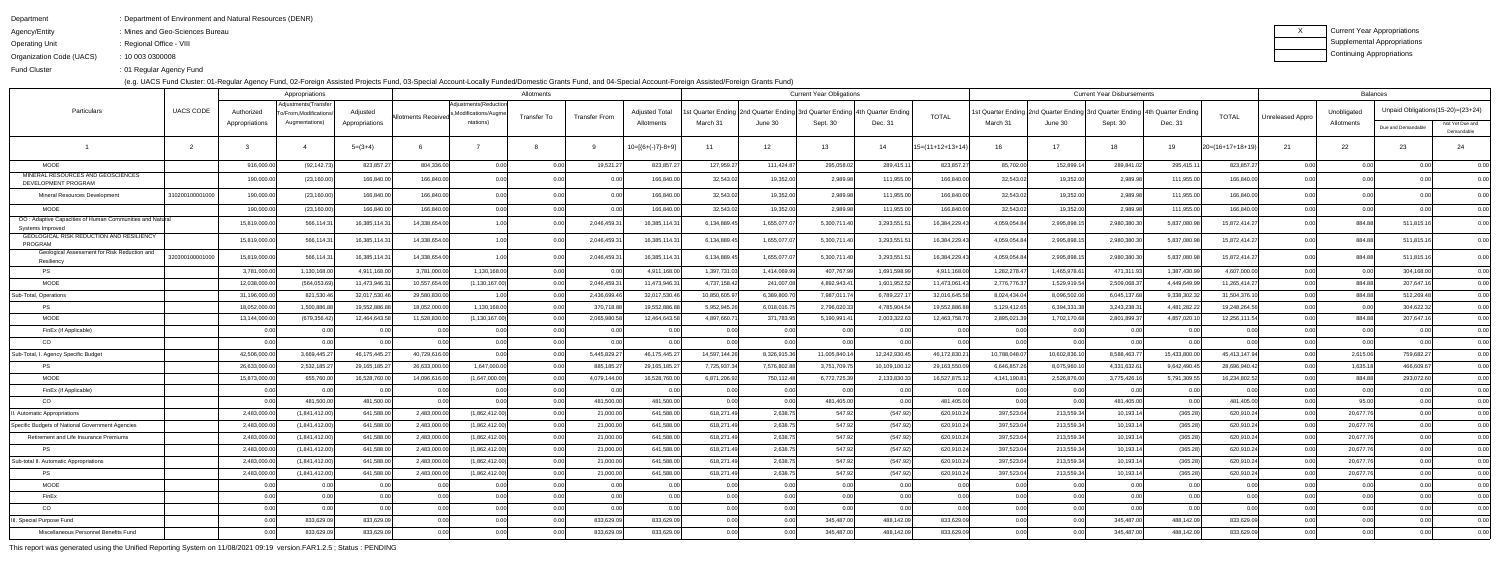Department : Department of Environment and Natural Resources (DENR)

Agency/Entity : Mines and Geo-Sciences Bureau

Operating Unit : Regional Office - VIII

Organization Code (UACS) : 10 003 0300008

Fund Cluster : 01 Regular Agency Fund

(e.g. UACS Fund Cluster: 01-Regular Agency Fund, 02-Foreign Assisted Projects Fund, 03-Special Account-Locally Funded/Domestic Grants Fund, and 04-Special Account-Foreign Assisted/Foreign Grants Fund)

| X | Current Year Appropriations |
|---|---|
| | Supplemental Appropriations |
| | Continuing Appropriations |

| Particulars | UACS CODE | Appropriations | | | Allotments | | | | | Current Year Obligations | | | | | Current Year Disbursements | | | | | Balances | | | |
|---|---|---|---|---|---|---|---|---|---|---|---|---|---|---|---|---|---|---|---|---|---|---|---|
| | | Authorized Appropriations | Adjustments(Transfer To/From,Modifications/Augmentations) | Adjusted Appropriations | Allotments Received | Adjustments(Reductions,Modifications/Augmentations) | Transfer To | Transfer From | Adjusted Total Allotments | 1st Quarter Ending March 31 | 2nd Quarter Ending June 30 | 3rd Quarter Ending Sept. 30 | 4th Quarter Ending Dec. 31 | TOTAL | 1st Quarter Ending March 31 | 2nd Quarter Ending June 30 | 3rd Quarter Ending Sept. 30 | 4th Quarter Ending Dec. 31 | TOTAL | Unreleased Appro | Unobligated Allotments | Unpaid Obligations(15-20)=(23+24) Due and Demandable | Not Yet Due and Demandable |
| 1 | 2 | 3 | 4 | 5=(3+4) | 6 | 7 | 8 | 9 | 10=[{6+(-)7}-8+9] | 11 | 12 | 13 | 14 | 15=(11+12+13+14) | 16 | 17 | 18 | 19 | 20=(16+17+18+19) | 21 | 22 | 23 | 24 |
| MOOE | | 916,000.00 | (92,142.73) | 823,857.27 | 804,336.00 | 0.00 | 0.00 | 19,521.27 | 823,857.27 | 127,959.27 | 111,424.87 | 295,058.02 | 289,415.11 | 823,857.27 | 85,702.00 | 152,899.14 | 289,841.02 | 295,415.11 | 823,857.27 | 0.00 | 0.00 | 0.00 | 0.00 |
| MINERAL RESOURCES AND GEOSCIENCES DEVELOPMENT PROGRAM | | 190,000.00 | (23,160.00) | 166,840.00 | 166,840.00 | 0.00 | 0.00 | 0.00 | 166,840.00 | 32,543.02 | 19,352.00 | 2,989.98 | 111,955.00 | 166,840.00 | 32,543.02 | 19,352.00 | 2,989.98 | 111,955.00 | 166,840.00 | 0.00 | 0.00 | 0.00 | 0.00 |
| Mineral Resources Development | 310200100001000 | 190,000.00 | (23,160.00) | 166,840.00 | 166,840.00 | 0.00 | 0.00 | 0.00 | 166,840.00 | 32,543.02 | 19,352.00 | 2,989.98 | 111,955.00 | 166,840.00 | 32,543.02 | 19,352.00 | 2,989.98 | 111,955.00 | 166,840.00 | 0.00 | 0.00 | 0.00 | 0.00 |
| MOOE | | 190,000.00 | (23,160.00) | 166,840.00 | 166,840.00 | 0.00 | 0.00 | 0.00 | 166,840.00 | 32,543.02 | 19,352.00 | 2,989.98 | 111,955.00 | 166,840.00 | 32,543.02 | 19,352.00 | 2,989.98 | 111,955.00 | 166,840.00 | 0.00 | 0.00 | 0.00 | 0.00 |
| OO : Adaptive Capacities of Human Communities and Natural Systems Improved | | 15,819,000.00 | 566,114.31 | 16,385,114.31 | 14,338,654.00 | 1.00 | 0.00 | 2,046,459.31 | 16,385,114.31 | 6,134,889.45 | 1,655,077.07 | 5,300,711.40 | 3,293,551.51 | 16,384,229.43 | 4,059,054.84 | 2,995,898.15 | 2,980,380.30 | 5,837,080.98 | 15,872,414.27 | 0.00 | 884.88 | 511,815.16 | 0.00 |
| GEOLOGICAL RISK REDUCTION AND RESILIENCY PROGRAM | | 15,819,000.00 | 566,114.31 | 16,385,114.31 | 14,338,654.00 | 1.00 | 0.00 | 2,046,459.31 | 16,385,114.31 | 6,134,889.45 | 1,655,077.07 | 5,300,711.40 | 3,293,551.51 | 16,384,229.43 | 4,059,054.84 | 2,995,898.15 | 2,980,380.30 | 5,837,080.98 | 15,872,414.27 | 0.00 | 884.88 | 511,815.16 | 0.00 |
| Geological Assessment for Risk Reduction and Resiliency | 320200100001000 | 15,819,000.00 | 566,114.31 | 16,385,114.31 | 14,338,654.00 | 1.00 | 0.00 | 2,046,459.31 | 16,385,114.31 | 6,134,889.45 | 1,655,077.07 | 5,300,711.40 | 3,293,551.51 | 16,384,229.43 | 4,059,054.84 | 2,995,898.15 | 2,980,380.30 | 5,837,080.98 | 15,872,414.27 | 0.00 | 884.88 | 511,815.16 | 0.00 |
| PS | | 3,781,000.00 | 1,130,168.00 | 4,911,168.00 | 3,781,000.00 | 1,130,168.00 | 0.00 | 0.00 | 4,911,168.00 | 1,397,731.03 | 1,414,069.99 | 407,767.99 | 1,691,598.99 | 4,911,168.00 | 1,282,278.47 | 1,465,978.61 | 471,311.93 | 1,387,430.99 | 4,607,000.00 | 0.00 | 0.00 | 304,168.00 | 0.00 |
| MOOE | | 12,038,000.00 | (564,053.69) | 11,473,946.31 | 10,557,654.00 | (1,130,167.00) | 0.00 | 2,046,459.31 | 11,473,946.31 | 4,737,158.42 | 241,007.08 | 4,892,943.41 | 1,601,952.52 | 11,473,061.43 | 2,776,776.37 | 1,529,919.54 | 2,509,068.37 | 4,449,649.99 | 11,265,414.27 | 0.00 | 884.88 | 207,647.16 | 0.00 |
| Sub-Total, Operations | | 31,196,000.00 | 821,530.46 | 32,017,530.46 | 29,580,830.00 | 1.00 | 0.00 | 2,436,699.46 | 32,017,530.46 | 10,850,605.97 | 6,389,800.70 | 7,987,011.74 | 6,789,227.17 | 32,016,645.58 | 8,024,434.04 | 8,096,502.06 | 6,045,137.68 | 9,338,202.32 | 31,504,276.10 | 0.00 | 884.88 | 512,269.48 | 0.00 |
| PS | | 18,052,000.00 | 1,500,886.88 | 19,552,886.88 | 18,052,000.00 | 1,130,168.00 | 0.00 | 370,718.88 | 19,552,886.88 | 5,952,945.26 | 6,018,016.75 | 2,796,020.33 | 4,785,904.54 | 19,552,886.88 | 5,129,412.65 | 6,394,331.38 | 3,243,239.31 | 4,481,282.22 | 19,248,264.56 | 0.00 | 0.00 | 304,622.32 | 0.00 |
| MOOE | | 13,144,000.00 | (679,356.42) | 12,464,643.58 | 11,528,830.00 | (1,130,167.00) | 0.00 | 2,065,980.58 | 12,464,643.58 | 4,897,660.71 | 371,783.95 | 5,190,991.41 | 2,003,322.63 | 12,463,758.70 | 2,895,021.39 | 1,702,170.68 | 2,801,898.37 | 4,857,020.10 | 12,256,111.54 | 0.00 | 884.88 | 207,647.16 | 0.00 |
| FinEx (if Applicable) | | 0.00 | 0.00 | 0.00 | 0.00 | 0.00 | 0.00 | 0.00 | 0.00 | 0.00 | 0.00 | 0.00 | 0.00 | 0.00 | 0.00 | 0.00 | 0.00 | 0.00 | 0.00 | 0.00 | 0.00 | 0.00 | 0.00 |
| CO | | 0.00 | 0.00 | 0.00 | 0.00 | 0.00 | 0.00 | 0.00 | 0.00 | 0.00 | 0.00 | 0.00 | 0.00 | 0.00 | 0.00 | 0.00 | 0.00 | 0.00 | 0.00 | 0.00 | 0.00 | 0.00 | 0.00 |
| Sub-Total, I. Agency Specific Budget | | 42,506,000.00 | 3,669,445.27 | 46,175,445.27 | 40,729,616.00 | 0.00 | 0.00 | 5,445,829.27 | 46,175,445.27 | 14,597,144.26 | 8,328,915.36 | 11,005,840.14 | 12,242,930.45 | 46,172,830.21 | 10,788,048.07 | 10,602,836.10 | 8,588,463.77 | 15,433,800.00 | 45,413,147.94 | 0.00 | 2,615.06 | 759,682.27 | 0.00 |
| PS | | 26,633,000.00 | 2,532,185.27 | 29,165,185.27 | 26,633,000.00 | 1,647,000.00 | 0.00 | 885,185.27 | 29,165,185.27 | 7,725,937.34 | 7,578,802.88 | 3,751,709.75 | 10,109,100.12 | 29,163,550.09 | 6,646,857.26 | 8,075,960.10 | 4,331,632.61 | 9,642,490.45 | 28,696,940.42 | 0.00 | 1,635.18 | 466,609.67 | 0.00 |
| MOOE | | 15,873,000.00 | 655,760.00 | 16,528,760.00 | 14,096,616.00 | (1,647,000.00) | 0.00 | 4,079,144.00 | 16,528,760.00 | 6,871,206.92 | 750,112.48 | 6,772,725.39 | 2,133,830.33 | 16,527,875.12 | 4,141,190.81 | 2,526,876.00 | 3,775,426.16 | 5,791,309.55 | 16,234,802.52 | 0.00 | 884.88 | 293,072.60 | 0.00 |
| FinEx (if Applicable) | | 0.00 | 0.00 | 0.00 | 0.00 | 0.00 | 0.00 | 0.00 | 0.00 | 0.00 | 0.00 | 0.00 | 0.00 | 0.00 | 0.00 | 0.00 | 0.00 | 0.00 | 0.00 | 0.00 | 0.00 | 0.00 | 0.00 |
| CO | | 0.00 | 481,500.00 | 481,500.00 | 0.00 | 0.00 | 0.00 | 481,500.00 | 481,500.00 | 0.00 | 0.00 | 481,405.00 | 0.00 | 481,405.00 | 0.00 | 0.00 | 481,405.00 | 0.00 | 481,405.00 | 0.00 | 95.00 | 0.00 | 0.00 |
| II. Automatic Appropriations | | 2,483,000.00 | (1,841,412.00) | 641,588.00 | 2,483,000.00 | (1,862,412.00) | 0.00 | 21,000.00 | 641,588.00 | 618,271.49 | 2,638.75 | 547.92 | (547.92) | 620,910.24 | 397,523.04 | 213,559.34 | 10,193.14 | (365.28) | 620,910.24 | 0.00 | 20,677.76 | 0.00 | 0.00 |
| Specific Budgets of National Government Agencies | | 2,483,000.00 | (1,841,412.00) | 641,588.00 | 2,483,000.00 | (1,862,412.00) | 0.00 | 21,000.00 | 641,588.00 | 618,271.49 | 2,638.75 | 547.92 | (547.92) | 620,910.24 | 397,523.04 | 213,559.34 | 10,193.14 | (365.28) | 620,910.24 | 0.00 | 20,677.76 | 0.00 | 0.00 |
| Retirement and Life Insurance Premiums | | 2,483,000.00 | (1,841,412.00) | 641,588.00 | 2,483,000.00 | (1,862,412.00) | 0.00 | 21,000.00 | 641,588.00 | 618,271.49 | 2,638.75 | 547.92 | (547.92) | 620,910.24 | 397,523.04 | 213,559.34 | 10,193.14 | (365.28) | 620,910.24 | 0.00 | 20,677.76 | 0.00 | 0.00 |
| PS | | 2,483,000.00 | (1,841,412.00) | 641,588.00 | 2,483,000.00 | (1,862,412.00) | 0.00 | 21,000.00 | 641,588.00 | 618,271.49 | 2,638.75 | 547.92 | (547.92) | 620,910.24 | 397,523.04 | 213,559.34 | 10,193.14 | (365.28) | 620,910.24 | 0.00 | 20,677.76 | 0.00 | 0.00 |
| Sub-total II. Automatic Appropriations | | 2,483,000.00 | (1,841,412.00) | 641,588.00 | 2,483,000.00 | (1,862,412.00) | 0.00 | 21,000.00 | 641,588.00 | 618,271.49 | 2,638.75 | 547.92 | (547.92) | 620,910.24 | 397,523.04 | 213,559.34 | 10,193.14 | (365.28) | 620,910.24 | 0.00 | 20,677.76 | 0.00 | 0.00 |
| PS | | 2,483,000.00 | (1,841,412.00) | 641,588.00 | 2,483,000.00 | (1,862,412.00) | 0.00 | 21,000.00 | 641,588.00 | 618,271.49 | 2,638.75 | 547.92 | (547.92) | 620,910.24 | 397,523.04 | 213,559.34 | 10,193.14 | (365.28) | 620,910.24 | 0.00 | 20,677.76 | 0.00 | 0.00 |
| MOOE | | 0.00 | 0.00 | 0.00 | 0.00 | 0.00 | 0.00 | 0.00 | 0.00 | 0.00 | 0.00 | 0.00 | 0.00 | 0.00 | 0.00 | 0.00 | 0.00 | 0.00 | 0.00 | 0.00 | 0.00 | 0.00 | 0.00 |
| FinEx | | 0.00 | 0.00 | 0.00 | 0.00 | 0.00 | 0.00 | 0.00 | 0.00 | 0.00 | 0.00 | 0.00 | 0.00 | 0.00 | 0.00 | 0.00 | 0.00 | 0.00 | 0.00 | 0.00 | 0.00 | 0.00 | 0.00 |
| CO | | 0.00 | 0.00 | 0.00 | 0.00 | 0.00 | 0.00 | 0.00 | 0.00 | 0.00 | 0.00 | 0.00 | 0.00 | 0.00 | 0.00 | 0.00 | 0.00 | 0.00 | 0.00 | 0.00 | 0.00 | 0.00 | 0.00 |
| III. Special Purpose Fund | | 0.00 | 833,629.09 | 833,629.09 | 0.00 | 0.00 | 0.00 | 833,629.09 | 833,629.09 | 0.00 | 0.00 | 345,487.00 | 488,142.09 | 833,629.09 | 0.00 | 0.00 | 345,487.00 | 488,142.09 | 833,629.09 | 0.00 | 0.00 | 0.00 | 0.00 |
| Miscellaneous Personnel Benefits Fund | | 0.00 | 833,629.09 | 833,629.09 | 0.00 | 0.00 | 0.00 | 833,629.09 | 833,629.09 | 0.00 | 0.00 | 345,487.00 | 488,142.09 | 833,629.09 | 0.00 | 0.00 | 345,487.00 | 488,142.09 | 833,629.09 | 0.00 | 0.00 | 0.00 | 0.00 |

This report was generated using the Unified Reporting System on 11/08/2021 09:19 version.FAR1.2.5 ; Status : PENDING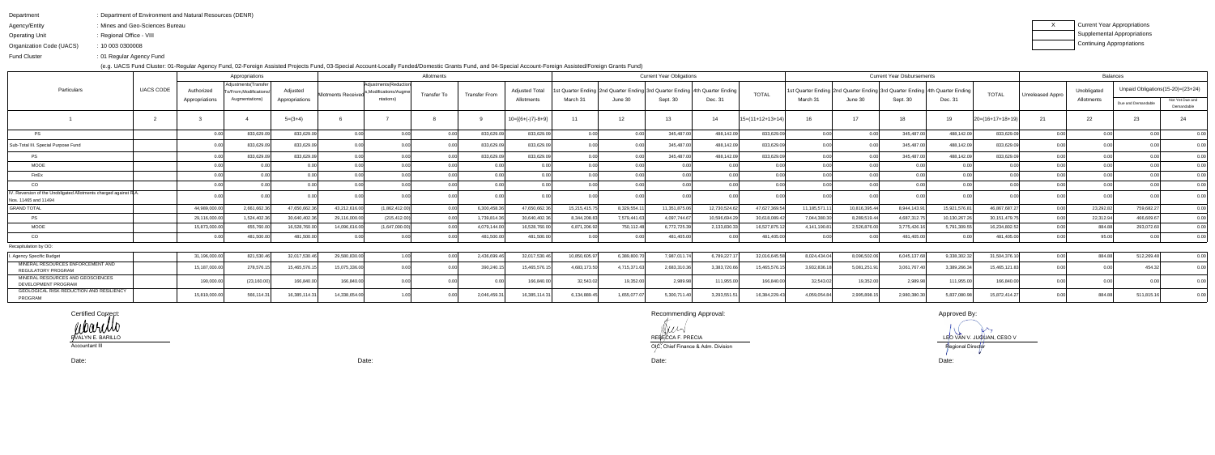Department : Department of Environment and Natural Resources (DENR)
Agency/Entity : Mines and Geo-Sciences Bureau
Operating Unit : Regional Office - VIII
Organization Code (UACS) : 10 003 0300008
Fund Cluster : 01 Regular Agency Fund

(e.g. UACS Fund Cluster: 01-Regular Agency Fund, 02-Foreign Assisted Projects Fund, 03-Special Account-Locally Funded/Domestic Grants Fund, and 04-Special Account-Foreign Assisted/Foreign Grants Fund)

X Current Year Appropriations
Supplemental Appropriations
Continuing Appropriations

| Particulars | UACS CODE | Appropriations | | | Allotments | | | | | Current Year Obligations | | | | | Current Year Disbursements | | | | | Balances | | | |
|---|---|---|---|---|---|---|---|---|---|---|---|---|---|---|---|---|---|---|---|---|---|---|---|
| | | Authorized Appropriations | Adjustments(Transfer To/From,Modifications/Augmentations) | Adjusted Appropriations | Allotments Received | Adjustments(Reductions,Modifications/Augmentations) | Transfer To | Transfer From | Adjusted Total Allotments | 1st Quarter Ending March 31 | 2nd Quarter Ending June 30 | 3rd Quarter Ending Sept. 30 | 4th Quarter Ending Dec. 31 | TOTAL | 1st Quarter Ending March 31 | 2nd Quarter Ending June 30 | 3rd Quarter Ending Sept. 30 | 4th Quarter Ending Dec. 31 | TOTAL | Unreleased Appro | Unobligated Allotments | Unpaid Obligations(15-20)=(23+24) Due and Demandable | Not Yet Due and Demandable |
| 1 | 2 | 3 | 4 | 5=(3+4) | 6 | 7 | 8 | 9 | 10=[{6+(-)7}-8+9] | 11 | 12 | 13 | 14 | 15=(11+12+13+14) | 16 | 17 | 18 | 19 | 20=(16+17+18+19) | 21 | 22 | 23 | 24 |
| PS | | 0.00 | 833,629.09 | 833,629.09 | 0.00 | 0.00 | 0.00 | 833,629.09 | 833,629.09 | 0.00 | 0.00 | 345,487.00 | 488,142.09 | 833,629.09 | 0.00 | 0.00 | 345,487.00 | 488,142.09 | 833,629.09 | 0.00 | 0.00 | 0.00 | 0.00 |
| Sub-Total III. Special Purpose Fund | | 0.00 | 833,629.09 | 833,629.09 | 0.00 | 0.00 | 0.00 | 833,629.09 | 833,629.09 | 0.00 | 0.00 | 345,487.00 | 488,142.09 | 833,629.09 | 0.00 | 0.00 | 345,487.00 | 488,142.09 | 833,629.09 | 0.00 | 0.00 | 0.00 | 0.00 |
| PS | | 0.00 | 833,629.09 | 833,629.09 | 0.00 | 0.00 | 0.00 | 833,629.09 | 833,629.09 | 0.00 | 0.00 | 345,487.00 | 488,142.09 | 833,629.09 | 0.00 | 0.00 | 345,487.00 | 488,142.09 | 833,629.09 | 0.00 | 0.00 | 0.00 | 0.00 |
| MOOE | | 0.00 | 0.00 | 0.00 | 0.00 | 0.00 | 0.00 | 0.00 | 0.00 | 0.00 | 0.00 | 0.00 | 0.00 | 0.00 | 0.00 | 0.00 | 0.00 | 0.00 | 0.00 | 0.00 | 0.00 | 0.00 | 0.00 |
| FinEx | | 0.00 | 0.00 | 0.00 | 0.00 | 0.00 | 0.00 | 0.00 | 0.00 | 0.00 | 0.00 | 0.00 | 0.00 | 0.00 | 0.00 | 0.00 | 0.00 | 0.00 | 0.00 | 0.00 | 0.00 | 0.00 | 0.00 |
| CO | | 0.00 | 0.00 | 0.00 | 0.00 | 0.00 | 0.00 | 0.00 | 0.00 | 0.00 | 0.00 | 0.00 | 0.00 | 0.00 | 0.00 | 0.00 | 0.00 | 0.00 | 0.00 | 0.00 | 0.00 | 0.00 | 0.00 |
| IV. Reversion of the Unobligated Allotments charged against R.A. Nos. 11465 and 11494 | | 0.00 | 0.00 | 0.00 | 0.00 | 0.00 | 0.00 | 0.00 | 0.00 | 0.00 | 0.00 | 0.00 | 0.00 | 0.00 | 0.00 | 0.00 | 0.00 | 0.00 | 0.00 | 0.00 | 0.00 | 0.00 | 0.00 |
| GRAND TOTAL | | 44,989,000.00 | 2,661,662.36 | 47,650,662.36 | 43,212,616.00 | (1,862,412.00) | 0.00 | 6,300,458.36 | 47,650,662.36 | 15,215,415.75 | 8,329,554.11 | 11,351,875.06 | 12,730,524.62 | 47,627,369.54 | 11,185,571.11 | 10,816,395.44 | 8,944,143.91 | 15,921,576.81 | 46,867,687.27 | 0.00 | 23,292.82 | 759,682.27 | 0.00 |
| PS | | 29,116,000.00 | 1,524,402.36 | 30,640,402.36 | 29,116,000.00 | (215,412.00) | 0.00 | 1,739,814.36 | 30,640,402.36 | 8,344,208.83 | 7,579,441.63 | 4,097,744.67 | 10,596,694.29 | 30,618,089.42 | 7,044,380.30 | 8,289,519.44 | 4,687,312.75 | 10,130,267.26 | 30,151,479.75 | 0.00 | 22,312.94 | 466,609.67 | 0.00 |
| MOOE | | 15,873,000.00 | 655,760.00 | 16,528,760.00 | 14,096,616.00 | (1,647,000.00) | 0.00 | 4,079,144.00 | 16,528,760.00 | 6,871,206.92 | 750,112.48 | 6,772,725.39 | 2,133,830.33 | 16,527,875.12 | 4,141,190.81 | 2,526,876.00 | 3,775,426.16 | 5,791,309.55 | 16,234,802.52 | 0.00 | 884.88 | 293,072.60 | 0.00 |
| CO | | 0.00 | 481,500.00 | 481,500.00 | 0.00 | 0.00 | 0.00 | 481,500.00 | 481,500.00 | 0.00 | 0.00 | 481,405.00 | 0.00 | 481,405.00 | 0.00 | 0.00 | 481,405.00 | 0.00 | 481,405.00 | 0.00 | 95.00 | 0.00 | 0.00 |
| Recapitulation by OO: | | | | | | | | | | | | | | | | | | | | | | | |
| I. Agency Specific Budget | | 31,196,000.00 | 821,530.46 | 32,017,530.46 | 29,580,830.00 | 1.00 | 0.00 | 2,436,699.46 | 32,017,530.46 | 10,850,695.97 | 6,389,800.70 | 7,987,011.74 | 6,789,227.17 | 32,016,645.58 | 8,024,434.04 | 8,096,502.06 | 6,045,137.68 | 9,338,302.32 | 31,504,376.10 | 0.00 | 884.88 | 512,269.48 | 0.00 |
| MINERAL RESOURCES ENFORCEMENT AND REGULATORY PROGRAM | | 15,187,000.00 | 278,576.15 | 15,465,576.15 | 15,075,336.00 | 0.00 | 0.00 | 390,240.15 | 15,465,576.15 | 4,683,173.50 | 4,715,371.63 | 2,683,310.36 | 3,383,720.66 | 15,465,576.15 | 3,932,836.18 | 5,081,251.91 | 3,061,767.40 | 3,389,266.34 | 15,465,121.83 | 0.00 | 0.00 | 454.32 | 0.00 |
| MINERAL RESOURCES AND GEOSCIENCES DEVELOPMENT PROGRAM | | 190,000.00 | (23,160.00) | 166,840.00 | 166,840.00 | 0.00 | 0.00 | 0.00 | 166,840.00 | 32,543.02 | 19,352.00 | 2,989.98 | 111,955.00 | 166,840.00 | 32,543.02 | 19,352.00 | 2,989.98 | 111,955.00 | 166,840.00 | 0.00 | 0.00 | 0.00 | 0.00 |
| GEOLOGICAL RISK REDUCTION AND RESILIENCY PROGRAM | | 15,819,000.00 | 566,114.31 | 16,385,114.31 | 14,338,654.00 | 1.00 | 0.00 | 2,046,459.31 | 16,385,114.31 | 6,134,889.45 | 1,655,077.07 | 5,300,711.40 | 3,293,551.51 | 16,384,229.43 | 4,059,054.84 | 2,995,898.15 | 2,980,380.30 | 5,837,080.98 | 15,872,414.27 | 0.00 | 884.88 | 511,815.16 | 0.00 |

Certified Correct:
EVALYN E. BARILLO
Accountant III
Date:

Recommending Approval:
REBECCA F. PRECIA
OIC, Chief Finance & Adm. Division
Date:

Approved By:
LEO VAN V. JUGUAN, CESO V
Regional Director
Date: